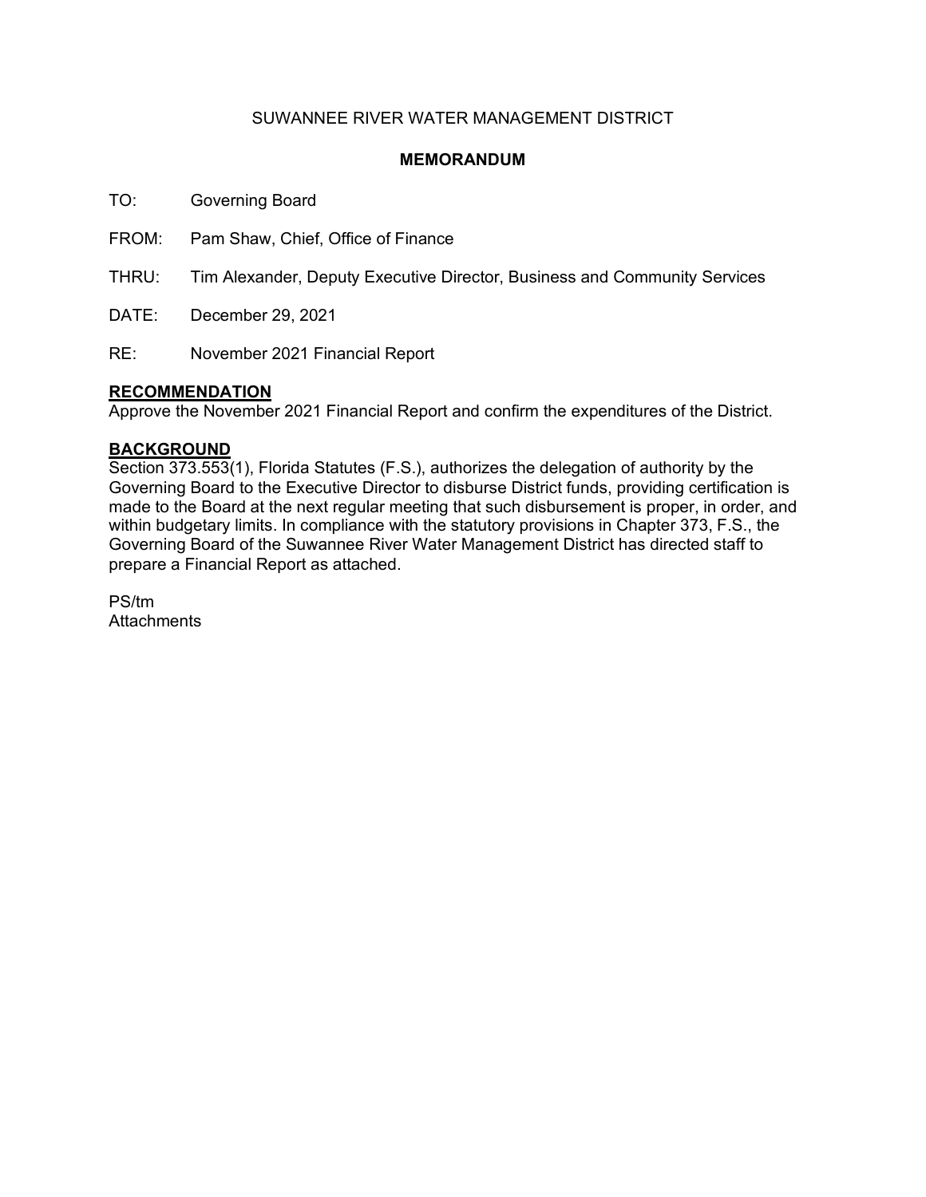SUWANNEE RIVER WATER MANAGEMENT DISTRICT

**MEMORANDUM**

TO: Governing Board

FROM: Pam Shaw, Chief, Office of Finance

THRU: Tim Alexander, Deputy Executive Director, Business and Community Services

DATE: December 29, 2021

RE: November 2021 Financial Report

**RECOMMENDATION**

Approve the November 2021 Financial Report and confirm the expenditures of the District.

**BACKGROUND**

Section 373.553(1), Florida Statutes (F.S.), authorizes the delegation of authority by the Governing Board to the Executive Director to disburse District funds, providing certification is made to the Board at the next regular meeting that such disbursement is proper, in order, and within budgetary limits. In compliance with the statutory provisions in Chapter 373, F.S., the Governing Board of the Suwannee River Water Management District has directed staff to prepare a Financial Report as attached.

PS/tm
Attachments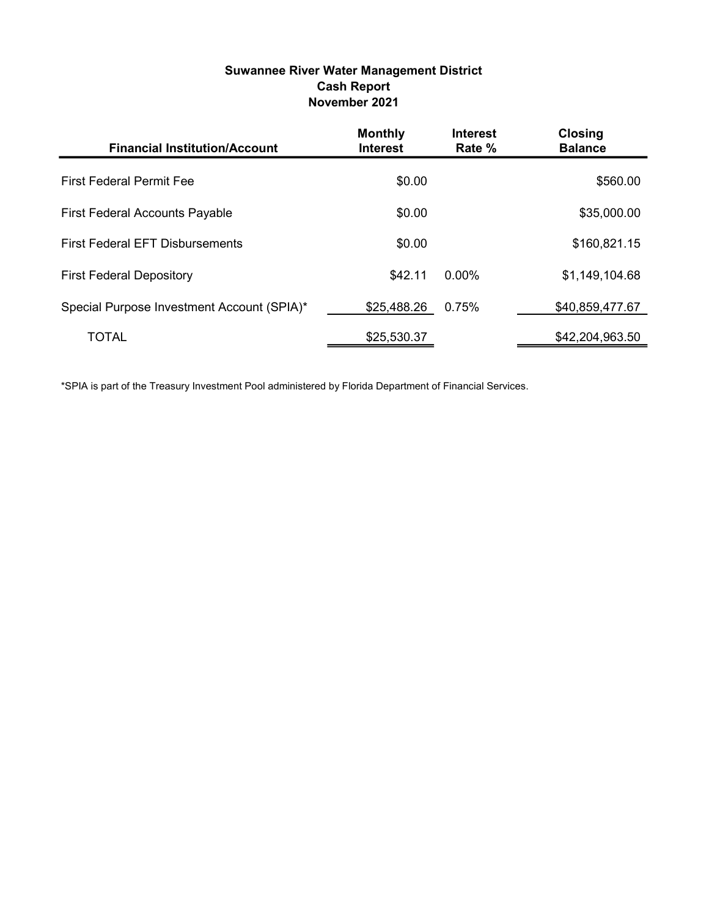**Suwannee River Water Management District**
**Cash Report**
**November 2021**

| Financial Institution/Account | Monthly Interest | Interest Rate % | Closing Balance |
|---|---|---|---|
| First Federal Permit Fee | $0.00 | | $560.00 |
| First Federal Accounts Payable | $0.00 | | $35,000.00 |
| First Federal EFT Disbursements | $0.00 | | $160,821.15 |
| First Federal Depository | $42.11 | 0.00% | $1,149,104.68 |
| Special Purpose Investment Account (SPIA)* | $25,488.26 | 0.75% | $40,859,477.67 |
| TOTAL | $25,530.37 | | $42,204,963.50 |

*SPIA is part of the Treasury Investment Pool administered by Florida Department of Financial Services.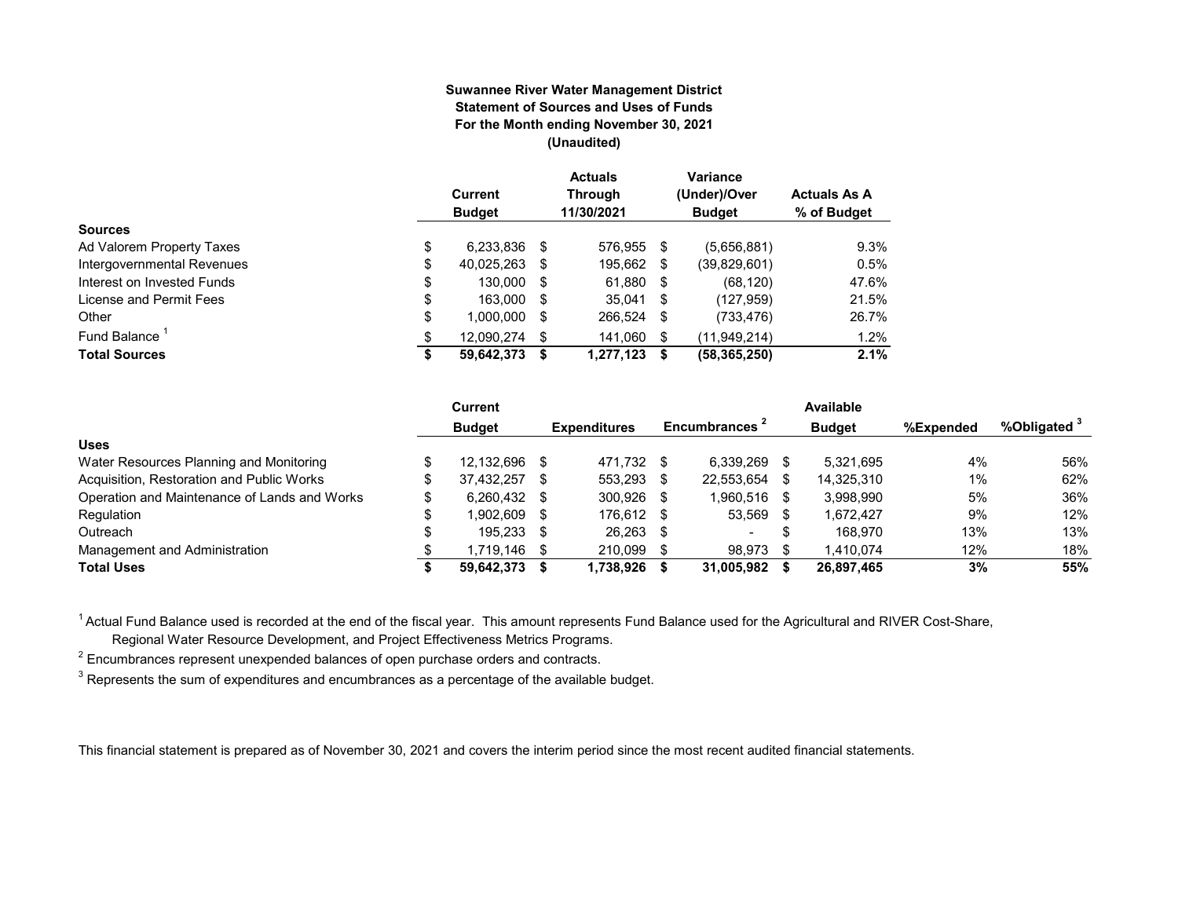**Suwannee River Water Management District**
**Statement of Sources and Uses of Funds**
**For the Month ending November 30, 2021**
**(Unaudited)**

| | Current Budget | Actuals Through 11/30/2021 | Variance (Under)/Over Budget | Actuals As A % of Budget |
|---|---|---|---|---|
| **Sources** | | | | |
| Ad Valorem Property Taxes | $ 6,233,836 | $ 576,955 | $ (5,656,881) | 9.3% |
| Intergovernmental Revenues | $ 40,025,263 | $ 195,662 | $ (39,829,601) | 0.5% |
| Interest on Invested Funds | $ 130,000 | $ 61,880 | $ (68,120) | 47.6% |
| License and Permit Fees | $ 163,000 | $ 35,041 | $ (127,959) | 21.5% |
| Other | $ 1,000,000 | $ 266,524 | $ (733,476) | 26.7% |
| Fund Balance [1] | $ 12,090,274 | $ 141,060 | $ (11,949,214) | 1.2% |
| **Total Sources** | **$ 59,642,373** | **$ 1,277,123** | **$ (58,365,250)** | **2.1%** |

| | Current Budget | Expenditures | Encumbrances [2] | Available Budget | %Expended | %Obligated [3] |
|---|---|---|---|---|---|---|
| **Uses** | | | | | | |
| Water Resources Planning and Monitoring | $ 12,132,696 | $ 471,732 | $ 6,339,269 | $ 5,321,695 | 4% | 56% |
| Acquisition, Restoration and Public Works | $ 37,432,257 | $ 553,293 | $ 22,553,654 | $ 14,325,310 | 1% | 62% |
| Operation and Maintenance of Lands and Works | $ 6,260,432 | $ 300,926 | $ 1,960,516 | $ 3,998,990 | 5% | 36% |
| Regulation | $ 1,902,609 | $ 176,612 | $ 53,569 | $ 1,672,427 | 9% | 12% |
| Outreach | $ 195,233 | $ 26,263 | $ - | $ 168,970 | 13% | 13% |
| Management and Administration | $ 1,719,146 | $ 210,099 | $ 98,973 | $ 1,410,074 | 12% | 18% |
| **Total Uses** | **$ 59,642,373** | **$ 1,738,926** | **$ 31,005,982** | **$ 26,897,465** | **3%** | **55%** |

[1] Actual Fund Balance used is recorded at the end of the fiscal year. This amount represents Fund Balance used for the Agricultural and RIVER Cost-Share, Regional Water Resource Development, and Project Effectiveness Metrics Programs.

[2] Encumbrances represent unexpended balances of open purchase orders and contracts.

[3] Represents the sum of expenditures and encumbrances as a percentage of the available budget.

This financial statement is prepared as of November 30, 2021 and covers the interim period since the most recent audited financial statements.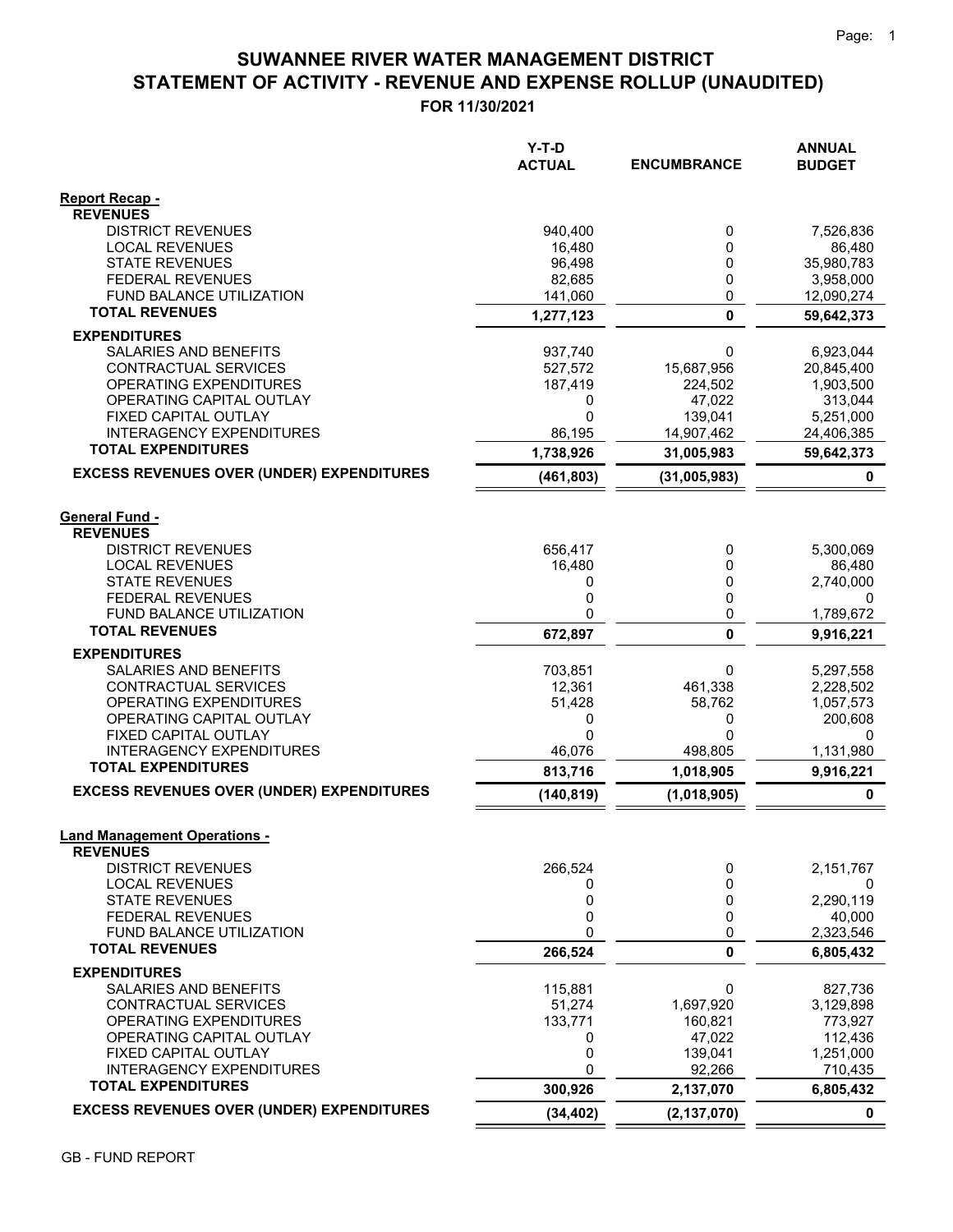# SUWANNEE RIVER WATER MANAGEMENT DISTRICT
## STATEMENT OF ACTIVITY - REVENUE AND EXPENSE ROLLUP (UNAUDITED)
### FOR 11/30/2021

| | Y-T-D ACTUAL | ENCUMBRANCE | ANNUAL BUDGET |
|---|---|---|---|
| **Report Recap -** | | | |
| **REVENUES** | | | |
| DISTRICT REVENUES | 940,400 | 0 | 7,526,836 |
| LOCAL REVENUES | 16,480 | 0 | 86,480 |
| STATE REVENUES | 96,498 | 0 | 35,980,783 |
| FEDERAL REVENUES | 82,685 | 0 | 3,958,000 |
| FUND BALANCE UTILIZATION | 141,060 | 0 | 12,090,274 |
| **TOTAL REVENUES** | **1,277,123** | **0** | **59,642,373** |
| **EXPENDITURES** | | | |
| SALARIES AND BENEFITS | 937,740 | 0 | 6,923,044 |
| CONTRACTUAL SERVICES | 527,572 | 15,687,956 | 20,845,400 |
| OPERATING EXPENDITURES | 187,419 | 224,502 | 1,903,500 |
| OPERATING CAPITAL OUTLAY | 0 | 47,022 | 313,044 |
| FIXED CAPITAL OUTLAY | 0 | 139,041 | 5,251,000 |
| INTERAGENCY EXPENDITURES | 86,195 | 14,907,462 | 24,406,385 |
| **TOTAL EXPENDITURES** | **1,738,926** | **31,005,983** | **59,642,373** |
| **EXCESS REVENUES OVER (UNDER) EXPENDITURES** | **(461,803)** | **(31,005,983)** | **0** |
| **General Fund -** | | | |
| **REVENUES** | | | |
| DISTRICT REVENUES | 656,417 | 0 | 5,300,069 |
| LOCAL REVENUES | 16,480 | 0 | 86,480 |
| STATE REVENUES | 0 | 0 | 2,740,000 |
| FEDERAL REVENUES | 0 | 0 | 0 |
| FUND BALANCE UTILIZATION | 0 | 0 | 1,789,672 |
| **TOTAL REVENUES** | **672,897** | **0** | **9,916,221** |
| **EXPENDITURES** | | | |
| SALARIES AND BENEFITS | 703,851 | 0 | 5,297,558 |
| CONTRACTUAL SERVICES | 12,361 | 461,338 | 2,228,502 |
| OPERATING EXPENDITURES | 51,428 | 58,762 | 1,057,573 |
| OPERATING CAPITAL OUTLAY | 0 | 0 | 200,608 |
| FIXED CAPITAL OUTLAY | 0 | 0 | 0 |
| INTERAGENCY EXPENDITURES | 46,076 | 498,805 | 1,131,980 |
| **TOTAL EXPENDITURES** | **813,716** | **1,018,905** | **9,916,221** |
| **EXCESS REVENUES OVER (UNDER) EXPENDITURES** | **(140,819)** | **(1,018,905)** | **0** |
| **Land Management Operations -** | | | |
| **REVENUES** | | | |
| DISTRICT REVENUES | 266,524 | 0 | 2,151,767 |
| LOCAL REVENUES | 0 | 0 | 0 |
| STATE REVENUES | 0 | 0 | 2,290,119 |
| FEDERAL REVENUES | 0 | 0 | 40,000 |
| FUND BALANCE UTILIZATION | 0 | 0 | 2,323,546 |
| **TOTAL REVENUES** | **266,524** | **0** | **6,805,432** |
| **EXPENDITURES** | | | |
| SALARIES AND BENEFITS | 115,881 | 0 | 827,736 |
| CONTRACTUAL SERVICES | 51,274 | 1,697,920 | 3,129,898 |
| OPERATING EXPENDITURES | 133,771 | 160,821 | 773,927 |
| OPERATING CAPITAL OUTLAY | 0 | 47,022 | 112,436 |
| FIXED CAPITAL OUTLAY | 0 | 139,041 | 1,251,000 |
| INTERAGENCY EXPENDITURES | 0 | 92,266 | 710,435 |
| **TOTAL EXPENDITURES** | **300,926** | **2,137,070** | **6,805,432** |
| **EXCESS REVENUES OVER (UNDER) EXPENDITURES** | **(34,402)** | **(2,137,070)** | **0** |

GB - FUND REPORT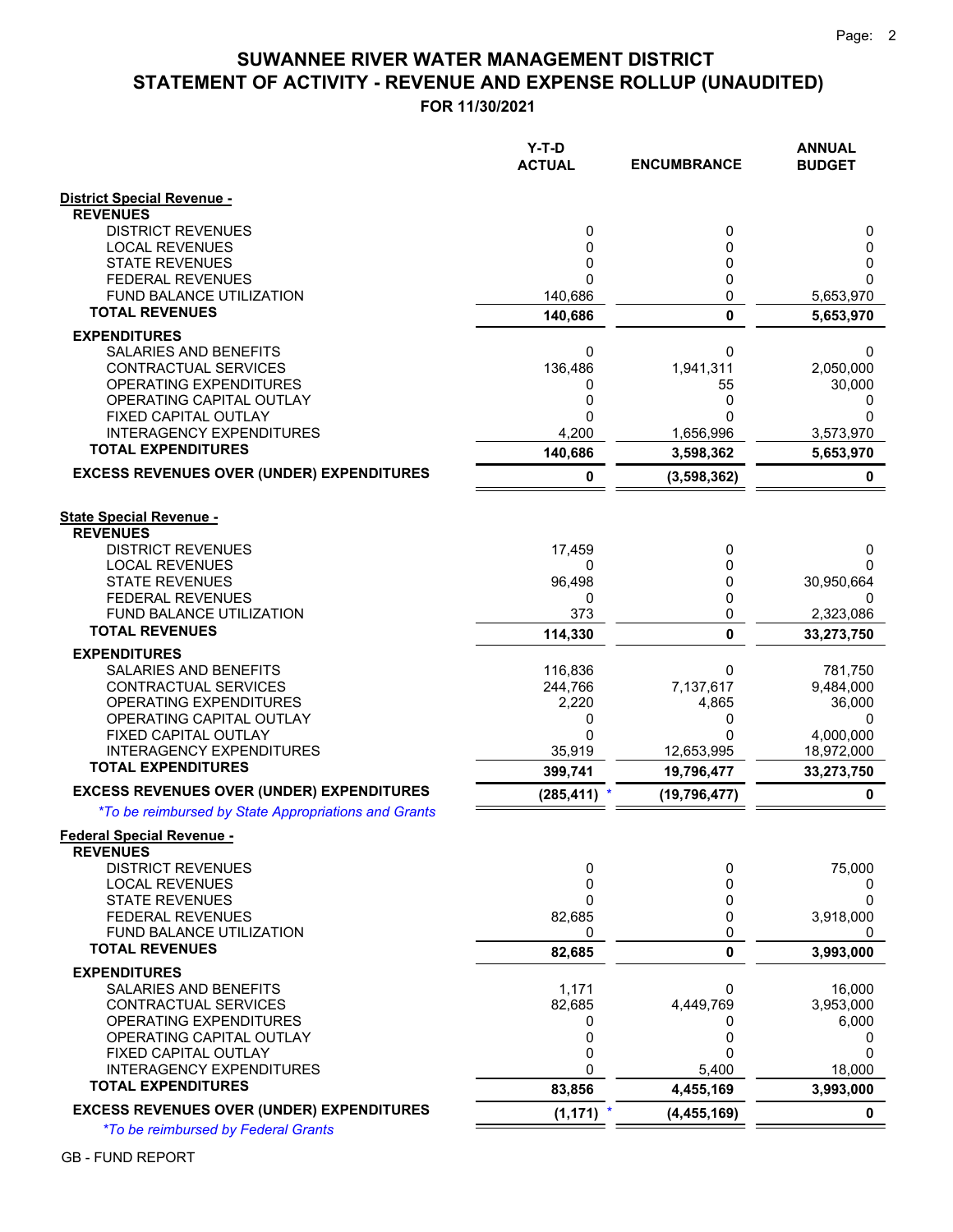# SUWANNEE RIVER WATER MANAGEMENT DISTRICT
## STATEMENT OF ACTIVITY - REVENUE AND EXPENSE ROLLUP (UNAUDITED)
### FOR 11/30/2021

| | Y-T-D ACTUAL | ENCUMBRANCE | ANNUAL BUDGET |
|---|---|---|---|
| **District Special Revenue -** | | | |
| **REVENUES** | | | |
| DISTRICT REVENUES | 0 | 0 | 0 |
| LOCAL REVENUES | 0 | 0 | 0 |
| STATE REVENUES | 0 | 0 | 0 |
| FEDERAL REVENUES | 0 | 0 | 0 |
| FUND BALANCE UTILIZATION | 140,686 | 0 | 5,653,970 |
| **TOTAL REVENUES** | **140,686** | **0** | **5,653,970** |
| **EXPENDITURES** | | | |
| SALARIES AND BENEFITS | 0 | 0 | 0 |
| CONTRACTUAL SERVICES | 136,486 | 1,941,311 | 2,050,000 |
| OPERATING EXPENDITURES | 0 | 55 | 30,000 |
| OPERATING CAPITAL OUTLAY | 0 | 0 | 0 |
| FIXED CAPITAL OUTLAY | 0 | 0 | 0 |
| INTERAGENCY EXPENDITURES | 4,200 | 1,656,996 | 3,573,970 |
| **TOTAL EXPENDITURES** | **140,686** | **3,598,362** | **5,653,970** |
| **EXCESS REVENUES OVER (UNDER) EXPENDITURES** | **0** | **(3,598,362)** | **0** |
| **State Special Revenue -** | | | |
| **REVENUES** | | | |
| DISTRICT REVENUES | 17,459 | 0 | 0 |
| LOCAL REVENUES | 0 | 0 | 0 |
| STATE REVENUES | 96,498 | 0 | 30,950,664 |
| FEDERAL REVENUES | 0 | 0 | 0 |
| FUND BALANCE UTILIZATION | 373 | 0 | 2,323,086 |
| **TOTAL REVENUES** | **114,330** | **0** | **33,273,750** |
| **EXPENDITURES** | | | |
| SALARIES AND BENEFITS | 116,836 | 0 | 781,750 |
| CONTRACTUAL SERVICES | 244,766 | 7,137,617 | 9,484,000 |
| OPERATING EXPENDITURES | 2,220 | 4,865 | 36,000 |
| OPERATING CAPITAL OUTLAY | 0 | 0 | 0 |
| FIXED CAPITAL OUTLAY | 0 | 0 | 4,000,000 |
| INTERAGENCY EXPENDITURES | 35,919 | 12,653,995 | 18,972,000 |
| **TOTAL EXPENDITURES** | **399,741** | **19,796,477** | **33,273,750** |
| **EXCESS REVENUES OVER (UNDER) EXPENDITURES** | **(285,411)** * | **(19,796,477)** | **0** |
| *\*To be reimbursed by State Appropriations and Grants* | | | |
| **Federal Special Revenue -** | | | |
| **REVENUES** | | | |
| DISTRICT REVENUES | 0 | 0 | 75,000 |
| LOCAL REVENUES | 0 | 0 | 0 |
| STATE REVENUES | 0 | 0 | 0 |
| FEDERAL REVENUES | 82,685 | 0 | 3,918,000 |
| FUND BALANCE UTILIZATION | 0 | 0 | 0 |
| **TOTAL REVENUES** | **82,685** | **0** | **3,993,000** |
| **EXPENDITURES** | | | |
| SALARIES AND BENEFITS | 1,171 | 0 | 16,000 |
| CONTRACTUAL SERVICES | 82,685 | 4,449,769 | 3,953,000 |
| OPERATING EXPENDITURES | 0 | 0 | 6,000 |
| OPERATING CAPITAL OUTLAY | 0 | 0 | 0 |
| FIXED CAPITAL OUTLAY | 0 | 0 | 0 |
| INTERAGENCY EXPENDITURES | 0 | 5,400 | 18,000 |
| **TOTAL EXPENDITURES** | **83,856** | **4,455,169** | **3,993,000** |
| **EXCESS REVENUES OVER (UNDER) EXPENDITURES** | **(1,171)** * | **(4,455,169)** | **0** |
| *\*To be reimbursed by Federal Grants* | | | |

GB - FUND REPORT